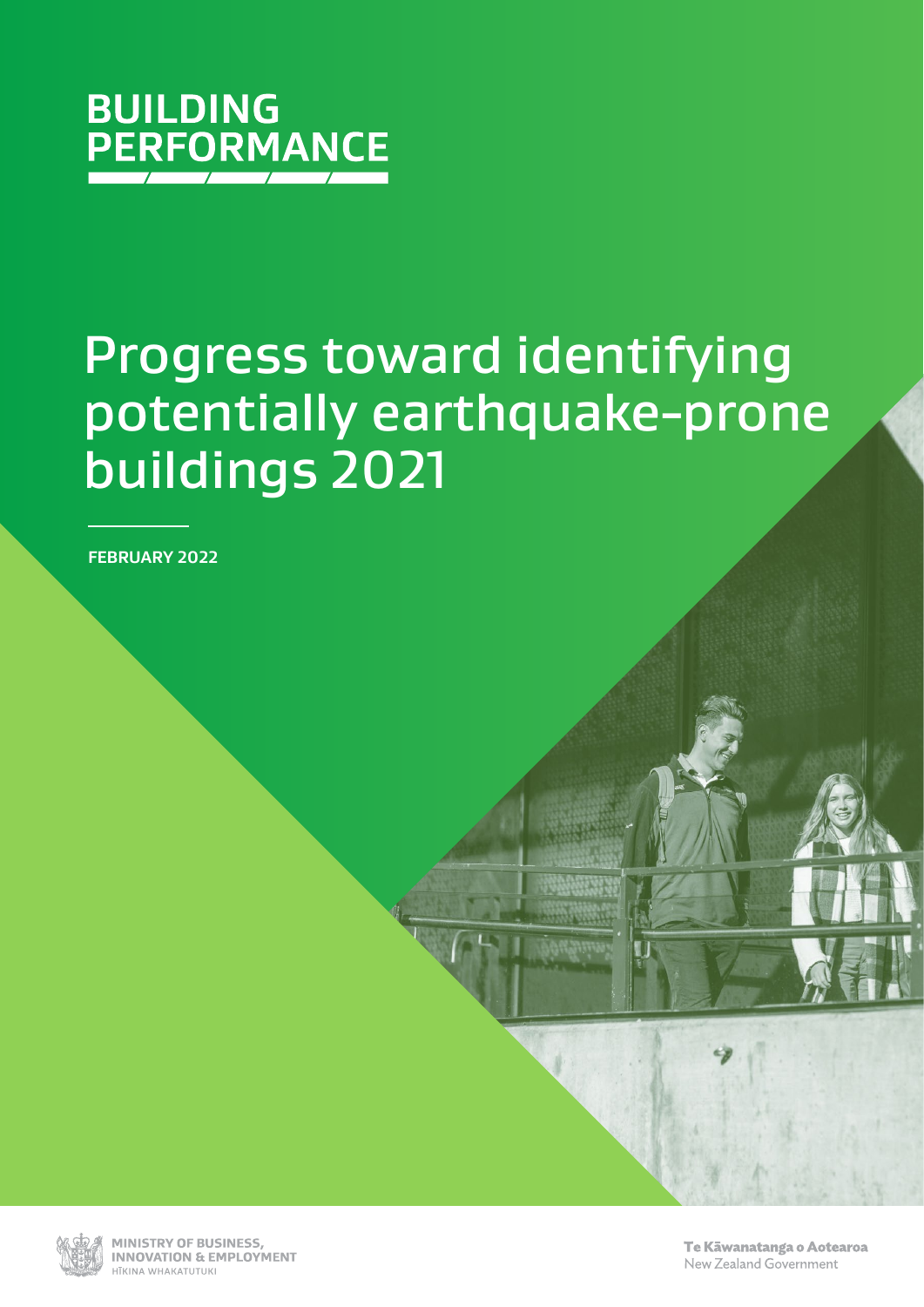BUILDING PERFORMANCE

# Progress toward identifying potentially earthquake-prone buildings 2021

**FEBRUARY 2022**

MINISTRY OF BUSINESS, INNOVATION & EMPLOYMENT
HĪKINA WHAKATUTUKI

Te Kāwanatanga o Aotearoa
New Zealand Government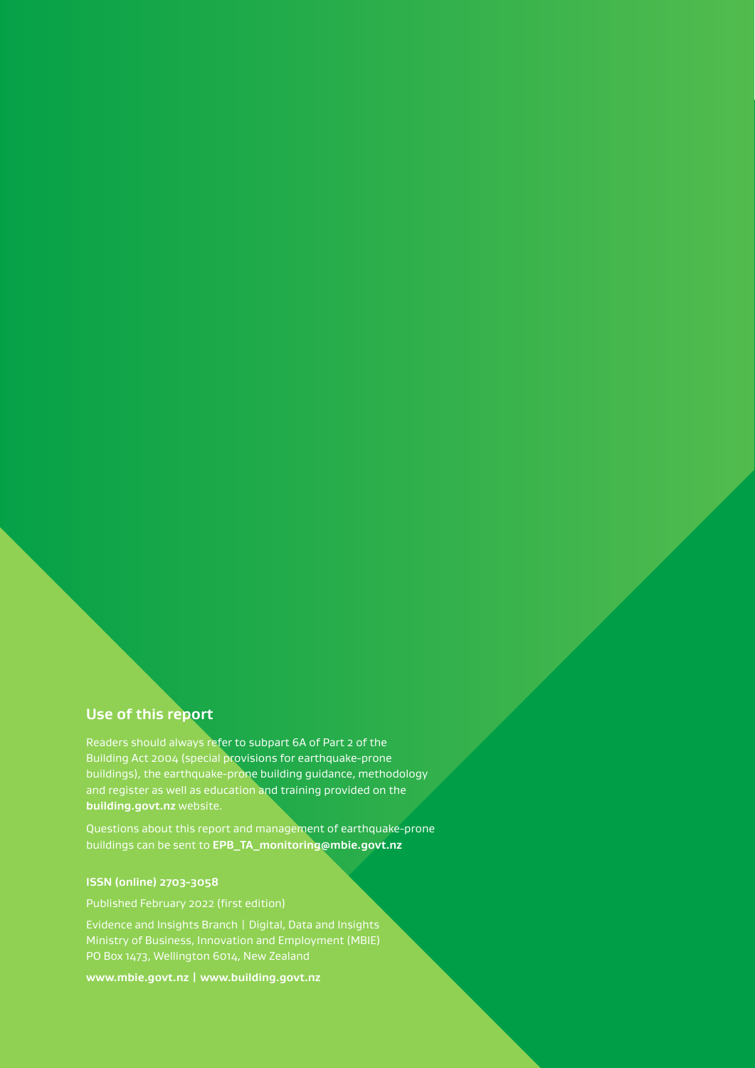## Use of this report

Readers should always refer to subpart 6A of Part 2 of the Building Act 2004 (special provisions for earthquake-prone buildings), the earthquake-prone building guidance, methodology and register as well as education and training provided on the **building.govt.nz** website.

Questions about this report and management of earthquake-prone buildings can be sent to **EPB_TA_monitoring@mbie.govt.nz**

**ISSN (online) 2703-3058**

Published February 2022 (first edition)

Evidence and Insights Branch | Digital, Data and Insights
Ministry of Business, Innovation and Employment (MBIE)
PO Box 1473, Wellington 6014, New Zealand

**www.mbie.govt.nz | www.building.govt.nz**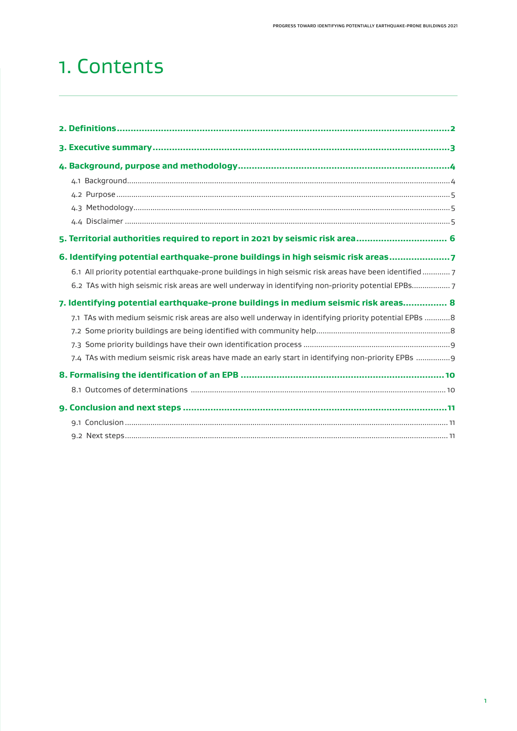# 1. Contents

**2. Definitions** ........ **2**

**3. Executive summary** ........ **3**

**4. Background, purpose and methodology** ........ **4**

- 4.1 Background ........ 4
- 4.2 Purpose ........ 5
- 4.3 Methodology ........ 5
- 4.4 Disclaimer ........ 5

**5. Territorial authorities required to report in 2021 by seismic risk area** ........ **6**

**6. Identifying potential earthquake-prone buildings in high seismic risk areas** ........ **7**

- 6.1 All priority potential earthquake-prone buildings in high seismic risk areas have been identified ........ 7
- 6.2 TAs with high seismic risk areas are well underway in identifying non-priority potential EPBs ........ 7

**7. Identifying potential earthquake-prone buildings in medium seismic risk areas** ........ **8**

- 7.1 TAs with medium seismic risk areas are also well underway in identifying priority potential EPBs ........ 8
- 7.2 Some priority buildings are being identified with community help ........ 8
- 7.3 Some priority buildings have their own identification process ........ 9
- 7.4 TAs with medium seismic risk areas have made an early start in identifying non-priority EPBs ........ 9

**8. Formalising the identification of an EPB** ........ **10**

- 8.1 Outcomes of determinations ........ 10

**9. Conclusion and next steps** ........ **11**

- 9.1 Conclusion ........ 11
- 9.2 Next steps ........ 11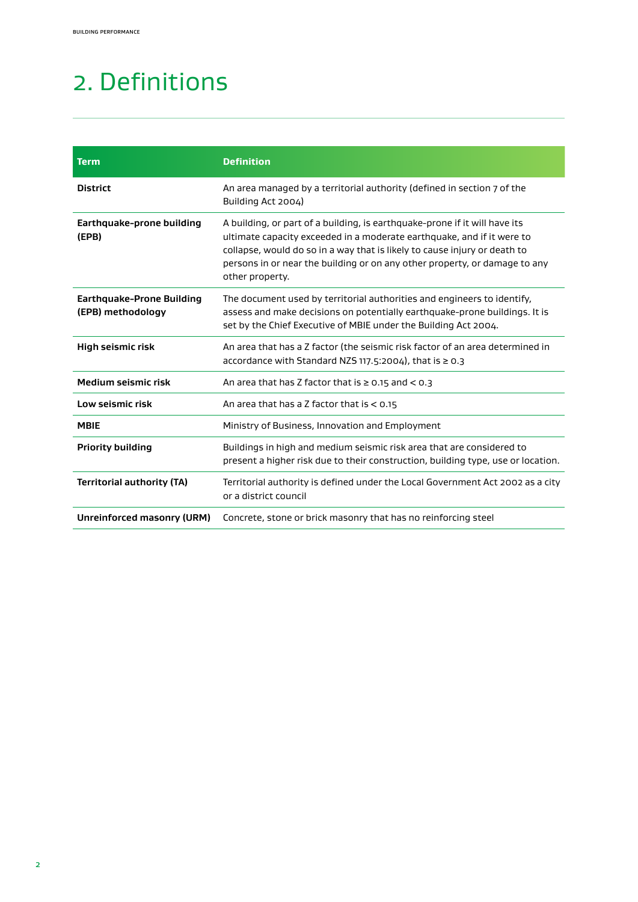# 2. Definitions

| Term | Definition |
|---|---|
| **District** | An area managed by a territorial authority (defined in section 7 of the Building Act 2004) |
| **Earthquake-prone building (EPB)** | A building, or part of a building, is earthquake-prone if it will have its ultimate capacity exceeded in a moderate earthquake, and if it were to collapse, would do so in a way that is likely to cause injury or death to persons in or near the building or on any other property, or damage to any other property. |
| **Earthquake-Prone Building (EPB) methodology** | The document used by territorial authorities and engineers to identify, assess and make decisions on potentially earthquake-prone buildings. It is set by the Chief Executive of MBIE under the Building Act 2004. |
| **High seismic risk** | An area that has a Z factor (the seismic risk factor of an area determined in accordance with Standard NZS 117.5:2004), that is ≥ 0.3 |
| **Medium seismic risk** | An area that has Z factor that is ≥ 0.15 and < 0.3 |
| **Low seismic risk** | An area that has a Z factor that is < 0.15 |
| **MBIE** | Ministry of Business, Innovation and Employment |
| **Priority building** | Buildings in high and medium seismic risk area that are considered to present a higher risk due to their construction, building type, use or location. |
| **Territorial authority (TA)** | Territorial authority is defined under the Local Government Act 2002 as a city or a district council |
| **Unreinforced masonry (URM)** | Concrete, stone or brick masonry that has no reinforcing steel |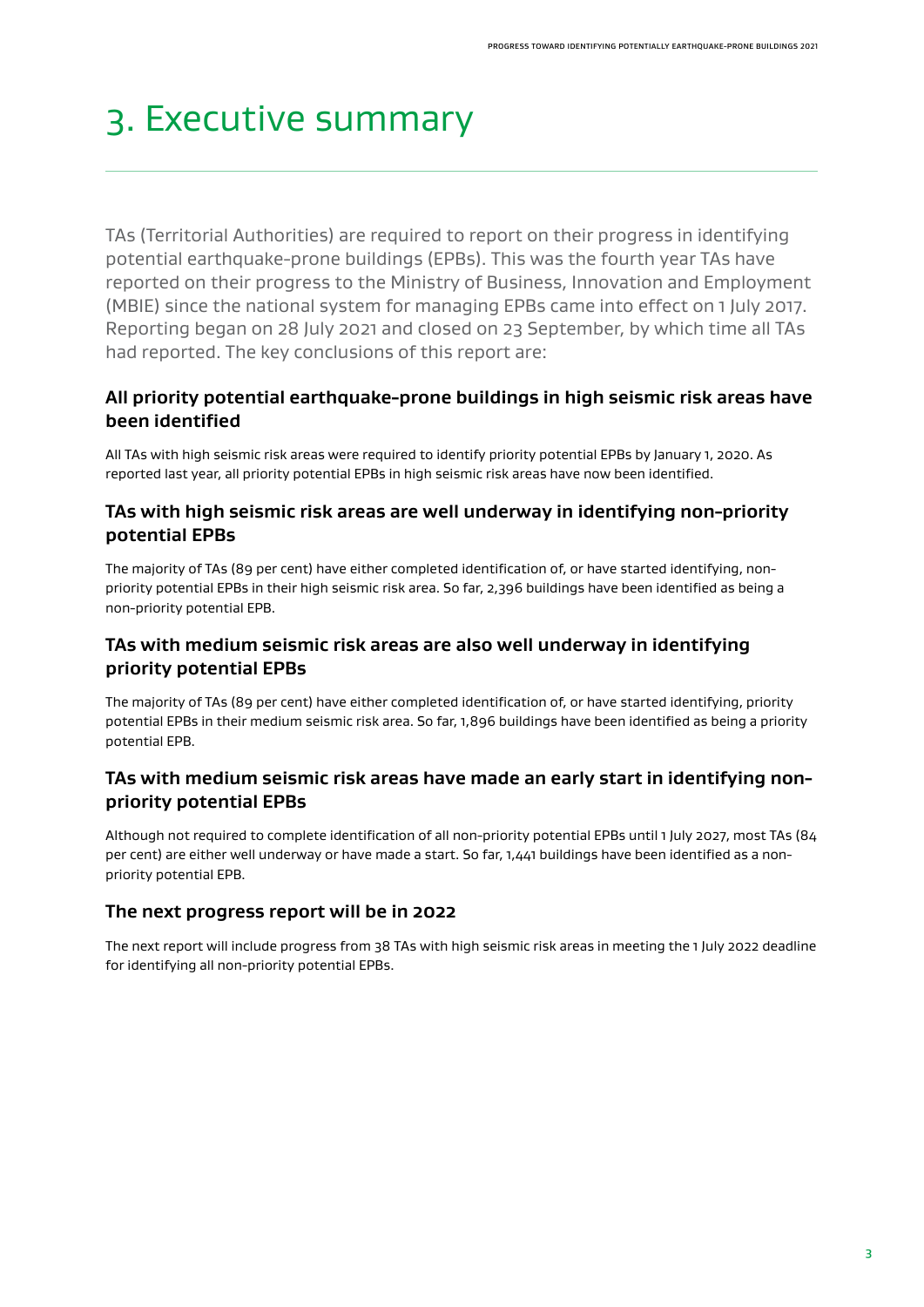# 3. Executive summary

TAs (Territorial Authorities) are required to report on their progress in identifying potential earthquake-prone buildings (EPBs). This was the fourth year TAs have reported on their progress to the Ministry of Business, Innovation and Employment (MBIE) since the national system for managing EPBs came into effect on 1 July 2017. Reporting began on 28 July 2021 and closed on 23 September, by which time all TAs had reported. The key conclusions of this report are:

### All priority potential earthquake-prone buildings in high seismic risk areas have been identified

All TAs with high seismic risk areas were required to identify priority potential EPBs by January 1, 2020. As reported last year, all priority potential EPBs in high seismic risk areas have now been identified.

### TAs with high seismic risk areas are well underway in identifying non-priority potential EPBs

The majority of TAs (89 per cent) have either completed identification of, or have started identifying, non-priority potential EPBs in their high seismic risk area. So far, 2,396 buildings have been identified as being a non-priority potential EPB.

### TAs with medium seismic risk areas are also well underway in identifying priority potential EPBs

The majority of TAs (89 per cent) have either completed identification of, or have started identifying, priority potential EPBs in their medium seismic risk area. So far, 1,896 buildings have been identified as being a priority potential EPB.

### TAs with medium seismic risk areas have made an early start in identifying non-priority potential EPBs

Although not required to complete identification of all non-priority potential EPBs until 1 July 2027, most TAs (84 per cent) are either well underway or have made a start. So far, 1,441 buildings have been identified as a non-priority potential EPB.

### The next progress report will be in 2022

The next report will include progress from 38 TAs with high seismic risk areas in meeting the 1 July 2022 deadline for identifying all non-priority potential EPBs.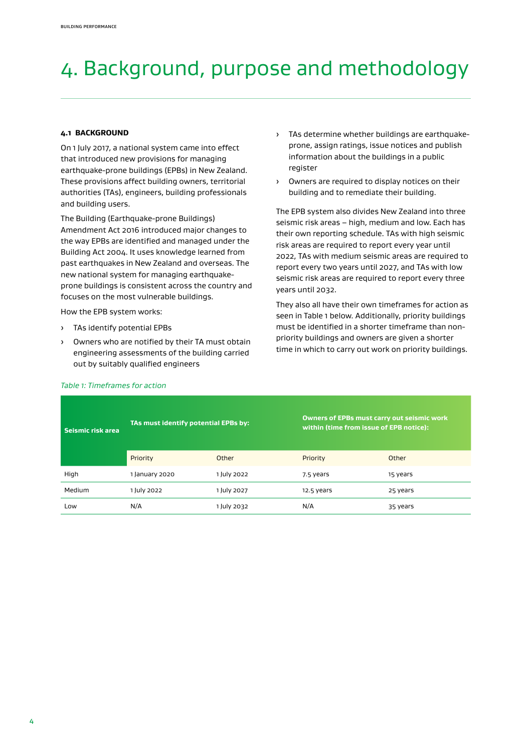# 4. Background, purpose and methodology

### 4.1 BACKGROUND

On 1 July 2017, a national system came into effect that introduced new provisions for managing earthquake-prone buildings (EPBs) in New Zealand. These provisions affect building owners, territorial authorities (TAs), engineers, building professionals and building users.

The Building (Earthquake-prone Buildings) Amendment Act 2016 introduced major changes to the way EPBs are identified and managed under the Building Act 2004. It uses knowledge learned from past earthquakes in New Zealand and overseas. The new national system for managing earthquake-prone buildings is consistent across the country and focuses on the most vulnerable buildings.

How the EPB system works:

- TAs identify potential EPBs
- Owners who are notified by their TA must obtain engineering assessments of the building carried out by suitably qualified engineers
- TAs determine whether buildings are earthquake-prone, assign ratings, issue notices and publish information about the buildings in a public register
- Owners are required to display notices on their building and to remediate their building.

The EPB system also divides New Zealand into three seismic risk areas – high, medium and low. Each has their own reporting schedule. TAs with high seismic risk areas are required to report every year until 2022, TAs with medium seismic areas are required to report every two years until 2027, and TAs with low seismic risk areas are required to report every three years until 2032.

They also all have their own timeframes for action as seen in Table 1 below. Additionally, priority buildings must be identified in a shorter timeframe than non-priority buildings and owners are given a shorter time in which to carry out work on priority buildings.

*Table 1: Timeframes for action*

| Seismic risk area | TAs must identify potential EPBs by: | | Owners of EPBs must carry out seismic work within (time from issue of EPB notice): | |
|---|---|---|---|---|
| | Priority | Other | Priority | Other |
| High | 1 January 2020 | 1 July 2022 | 7.5 years | 15 years |
| Medium | 1 July 2022 | 1 July 2027 | 12.5 years | 25 years |
| Low | N/A | 1 July 2032 | N/A | 35 years |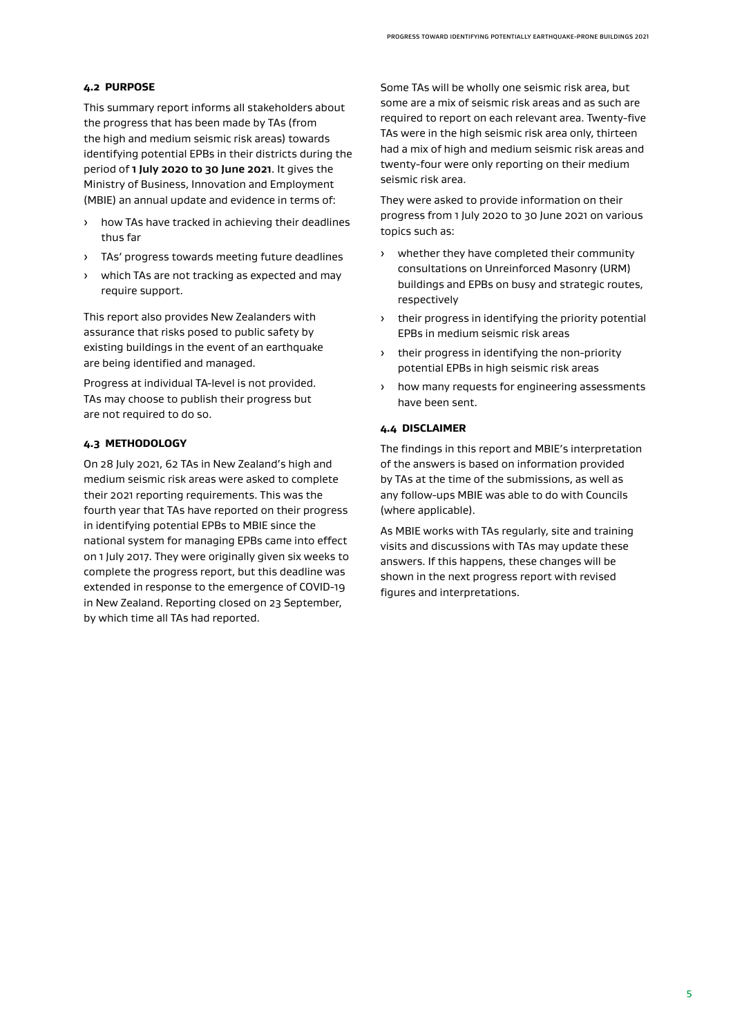### 4.2 PURPOSE

This summary report informs all stakeholders about the progress that has been made by TAs (from the high and medium seismic risk areas) towards identifying potential EPBs in their districts during the period of **1 July 2020 to 30 June 2021**. It gives the Ministry of Business, Innovation and Employment (MBIE) an annual update and evidence in terms of:

- how TAs have tracked in achieving their deadlines thus far
- TAs' progress towards meeting future deadlines
- which TAs are not tracking as expected and may require support.

This report also provides New Zealanders with assurance that risks posed to public safety by existing buildings in the event of an earthquake are being identified and managed.

Progress at individual TA-level is not provided. TAs may choose to publish their progress but are not required to do so.

### 4.3 METHODOLOGY

On 28 July 2021, 62 TAs in New Zealand's high and medium seismic risk areas were asked to complete their 2021 reporting requirements. This was the fourth year that TAs have reported on their progress in identifying potential EPBs to MBIE since the national system for managing EPBs came into effect on 1 July 2017. They were originally given six weeks to complete the progress report, but this deadline was extended in response to the emergence of COVID-19 in New Zealand. Reporting closed on 23 September, by which time all TAs had reported.

Some TAs will be wholly one seismic risk area, but some are a mix of seismic risk areas and as such are required to report on each relevant area. Twenty-five TAs were in the high seismic risk area only, thirteen had a mix of high and medium seismic risk areas and twenty-four were only reporting on their medium seismic risk area.

They were asked to provide information on their progress from 1 July 2020 to 30 June 2021 on various topics such as:

- whether they have completed their community consultations on Unreinforced Masonry (URM) buildings and EPBs on busy and strategic routes, respectively
- their progress in identifying the priority potential EPBs in medium seismic risk areas
- their progress in identifying the non-priority potential EPBs in high seismic risk areas
- how many requests for engineering assessments have been sent.

### 4.4 DISCLAIMER

The findings in this report and MBIE's interpretation of the answers is based on information provided by TAs at the time of the submissions, as well as any follow-ups MBIE was able to do with Councils (where applicable).

As MBIE works with TAs regularly, site and training visits and discussions with TAs may update these answers. If this happens, these changes will be shown in the next progress report with revised figures and interpretations.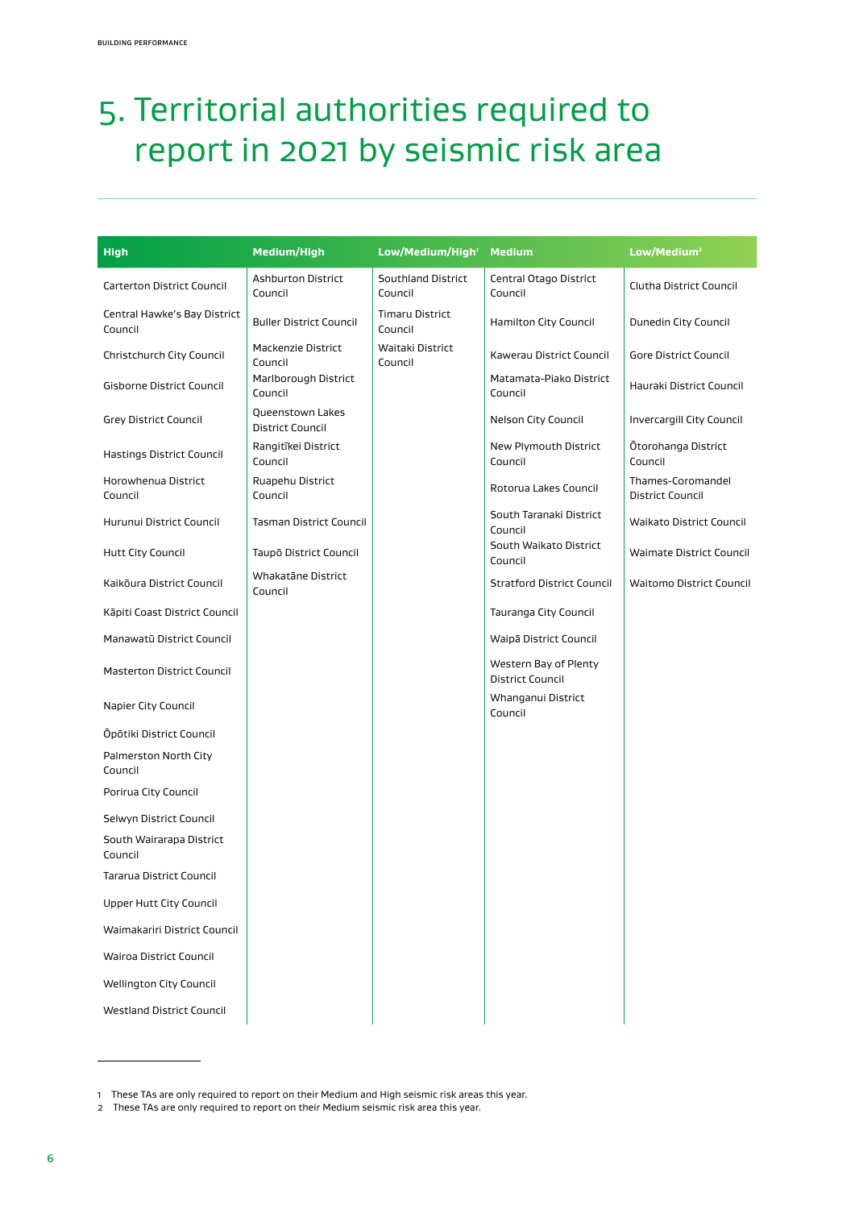# 5. Territorial authorities required to report in 2021 by seismic risk area

| High | Medium/High | Low/Medium/High[1] | Medium | Low/Medium[2] |
|---|---|---|---|---|
| Carterton District Council | Ashburton District Council | Southland District Council | Central Otago District Council | Clutha District Council |
| Central Hawke's Bay District Council | Buller District Council | Timaru District Council | Hamilton City Council | Dunedin City Council |
| Christchurch City Council | Mackenzie District Council | Waitaki District Council | Kawerau District Council | Gore District Council |
| Gisborne District Council | Marlborough District Council | | Matamata-Piako District Council | Hauraki District Council |
| Grey District Council | Queenstown Lakes District Council | | Nelson City Council | Invercargill City Council |
| Hastings District Council | Rangitīkei District Council | | New Plymouth District Council | Ōtorohanga District Council |
| Horowhenua District Council | Ruapehu District Council | | Rotorua Lakes Council | Thames-Coromandel District Council |
| Hurunui District Council | Tasman District Council | | South Taranaki District Council | Waikato District Council |
| Hutt City Council | Taupō District Council | | South Waikato District Council | Waimate District Council |
| Kaikōura District Council | Whakatāne District Council | | Stratford District Council | Waitomo District Council |
| Kāpiti Coast District Council | | | Tauranga City Council | |
| Manawatū District Council | | | Waipā District Council | |
| Masterton District Council | | | Western Bay of Plenty District Council | |
| Napier City Council | | | Whanganui District Council | |
| Ōpōtiki District Council | | | | |
| Palmerston North City Council | | | | |
| Porirua City Council | | | | |
| Selwyn District Council | | | | |
| South Wairarapa District Council | | | | |
| Tararua District Council | | | | |
| Upper Hutt City Council | | | | |
| Waimakariri District Council | | | | |
| Wairoa District Council | | | | |
| Wellington City Council | | | | |
| Westland District Council | | | | |

1 These TAs are only required to report on their Medium and High seismic risk areas this year.
2 These TAs are only required to report on their Medium seismic risk area this year.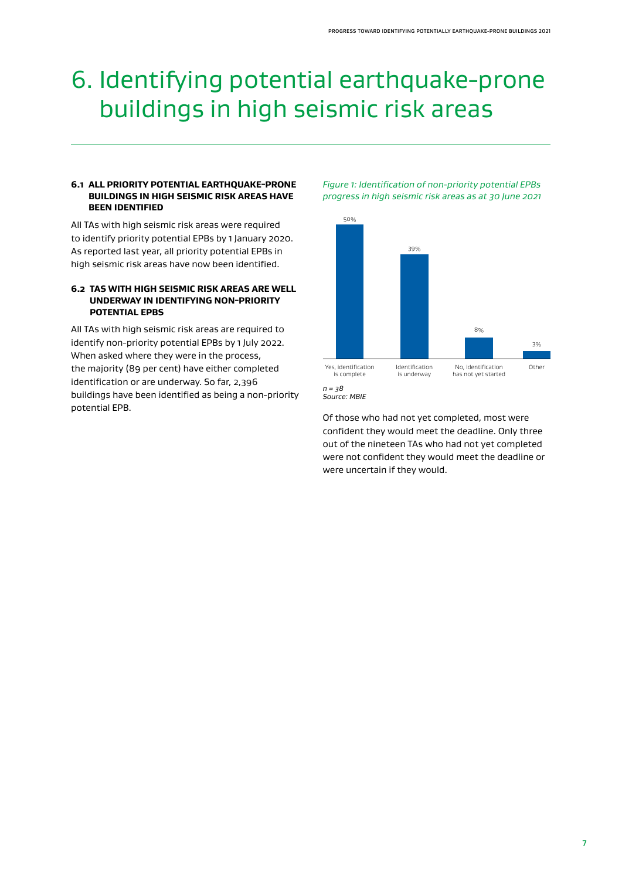# 6. Identifying potential earthquake-prone buildings in high seismic risk areas

### 6.1 ALL PRIORITY POTENTIAL EARTHQUAKE-PRONE BUILDINGS IN HIGH SEISMIC RISK AREAS HAVE BEEN IDENTIFIED

All TAs with high seismic risk areas were required to identify priority potential EPBs by 1 January 2020. As reported last year, all priority potential EPBs in high seismic risk areas have now been identified.

### 6.2 TAS WITH HIGH SEISMIC RISK AREAS ARE WELL UNDERWAY IN IDENTIFYING NON-PRIORITY POTENTIAL EPBS

All TAs with high seismic risk areas are required to identify non-priority potential EPBs by 1 July 2022. When asked where they were in the process, the majority (89 per cent) have either completed identification or are underway. So far, 2,396 buildings have been identified as being a non-priority potential EPB.

*Figure 1: Identification of non-priority potential EPBs progress in high seismic risk areas as at 30 June 2021*

| Response | Percentage |
|---|---|
| Yes, identification is complete | 50% |
| Identification is underway | 39% |
| No, identification has not yet started | 8% |
| Other | 3% |

*n = 38*
*Source: MBIE*

Of those who had not yet completed, most were confident they would meet the deadline. Only three out of the nineteen TAs who had not yet completed were not confident they would meet the deadline or were uncertain if they would.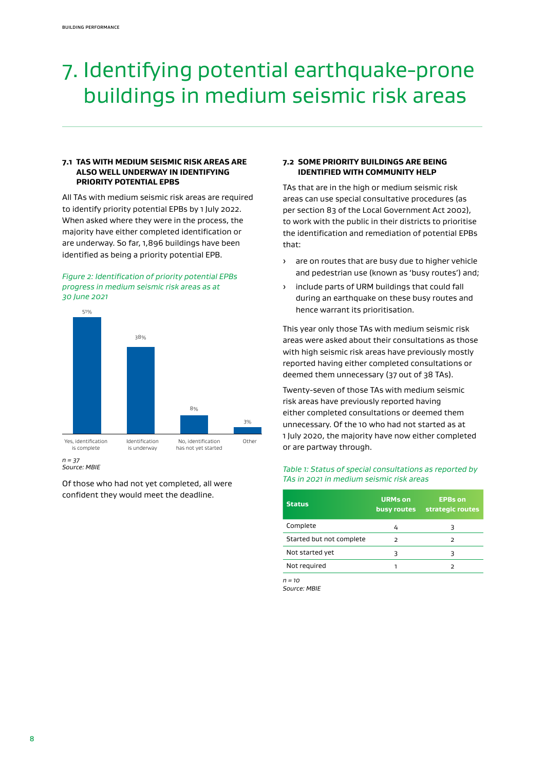# 7. Identifying potential earthquake-prone buildings in medium seismic risk areas

### 7.1 TAS WITH MEDIUM SEISMIC RISK AREAS ARE ALSO WELL UNDERWAY IN IDENTIFYING PRIORITY POTENTIAL EPBS

All TAs with medium seismic risk areas are required to identify priority potential EPBs by 1 July 2022. When asked where they were in the process, the majority have either completed identification or are underway. So far, 1,896 buildings have been identified as being a priority potential EPB.

*Figure 2: Identification of priority potential EPBs progress in medium seismic risk areas as at 30 June 2021*

| Status | Percentage |
|---|---|
| Yes, identification is complete | 51% |
| Identification is underway | 38% |
| No, identification has not yet started | 8% |
| Other | 3% |

*n = 37*
*Source: MBIE*

Of those who had not yet completed, all were confident they would meet the deadline.

### 7.2 SOME PRIORITY BUILDINGS ARE BEING IDENTIFIED WITH COMMUNITY HELP

TAs that are in the high or medium seismic risk areas can use special consultative procedures (as per section 83 of the Local Government Act 2002), to work with the public in their districts to prioritise the identification and remediation of potential EPBs that:

- are on routes that are busy due to higher vehicle and pedestrian use (known as 'busy routes') and;
- include parts of URM buildings that could fall during an earthquake on these busy routes and hence warrant its prioritisation.

This year only those TAs with medium seismic risk areas were asked about their consultations as those with high seismic risk areas have previously mostly reported having either completed consultations or deemed them unnecessary (37 out of 38 TAs).

Twenty-seven of those TAs with medium seismic risk areas have previously reported having either completed consultations or deemed them unnecessary. Of the 10 who had not started as at 1 July 2020, the majority have now either completed or are partway through.

*Table 1: Status of special consultations as reported by TAs in 2021 in medium seismic risk areas*

| Status | URMs on busy routes | EPBs on strategic routes |
|---|---|---|
| Complete | 4 | 3 |
| Started but not complete | 2 | 2 |
| Not started yet | 3 | 3 |
| Not required | 1 | 2 |

*n = 10*
*Source: MBIE*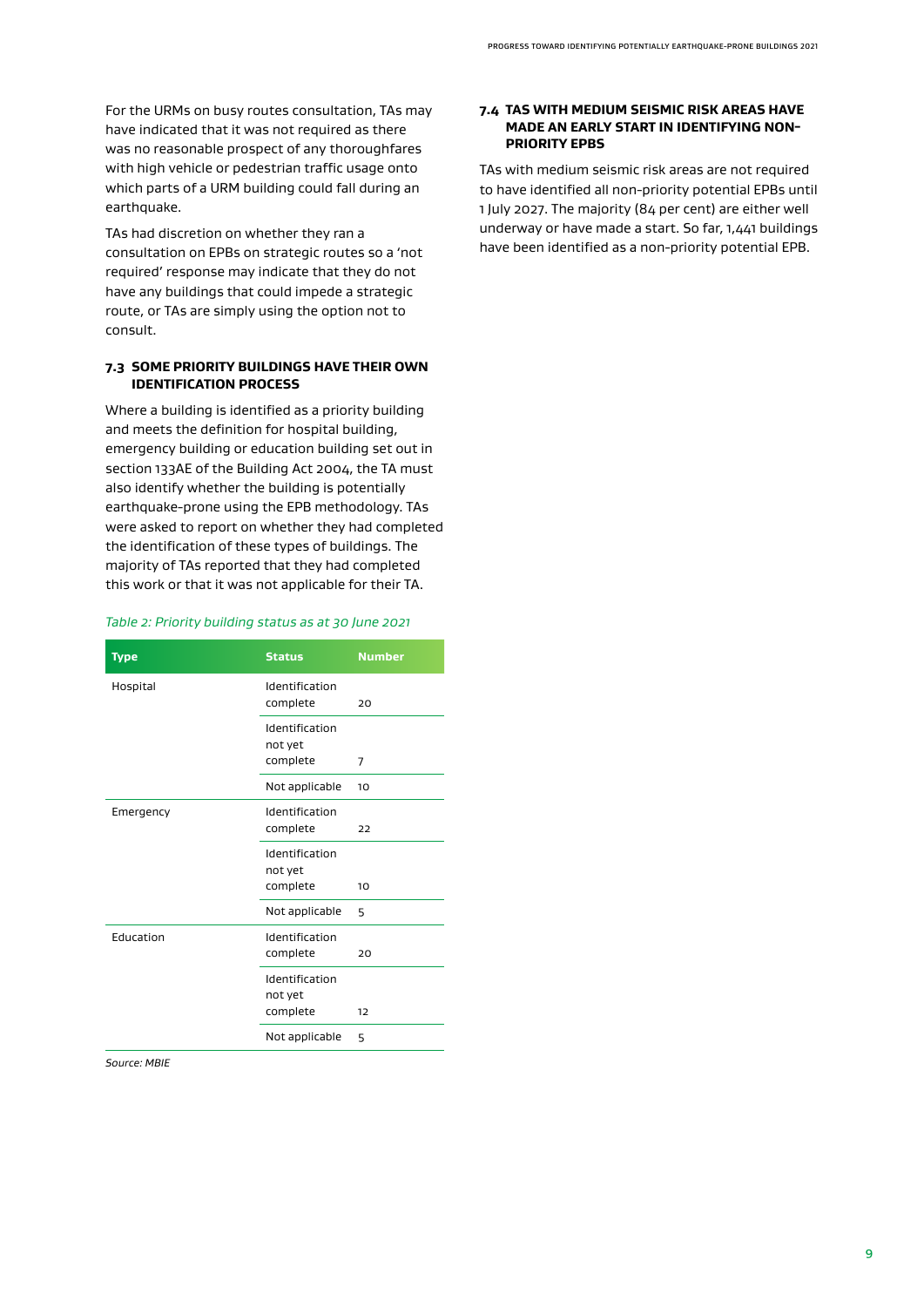For the URMs on busy routes consultation, TAs may have indicated that it was not required as there was no reasonable prospect of any thoroughfares with high vehicle or pedestrian traffic usage onto which parts of a URM building could fall during an earthquake.

TAs had discretion on whether they ran a consultation on EPBs on strategic routes so a 'not required' response may indicate that they do not have any buildings that could impede a strategic route, or TAs are simply using the option not to consult.

### 7.3 SOME PRIORITY BUILDINGS HAVE THEIR OWN IDENTIFICATION PROCESS

Where a building is identified as a priority building and meets the definition for hospital building, emergency building or education building set out in section 133AE of the Building Act 2004, the TA must also identify whether the building is potentially earthquake-prone using the EPB methodology. TAs were asked to report on whether they had completed the identification of these types of buildings. The majority of TAs reported that they had completed this work or that it was not applicable for their TA.

*Table 2: Priority building status as at 30 June 2021*

| Type | Status | Number |
|---|---|---|
| Hospital | Identification complete | 20 |
| | Identification not yet complete | 7 |
| | Not applicable | 10 |
| Emergency | Identification complete | 22 |
| | Identification not yet complete | 10 |
| | Not applicable | 5 |
| Education | Identification complete | 20 |
| | Identification not yet complete | 12 |
| | Not applicable | 5 |

*Source: MBIE*

### 7.4 TAS WITH MEDIUM SEISMIC RISK AREAS HAVE MADE AN EARLY START IN IDENTIFYING NON-PRIORITY EPBS

TAs with medium seismic risk areas are not required to have identified all non-priority potential EPBs until 1 July 2027. The majority (84 per cent) are either well underway or have made a start. So far, 1,441 buildings have been identified as a non-priority potential EPB.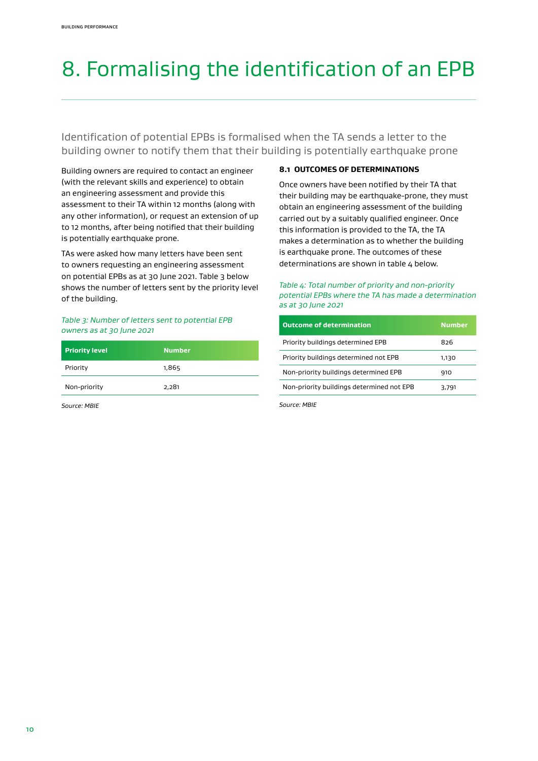# 8. Formalising the identification of an EPB

Identification of potential EPBs is formalised when the TA sends a letter to the building owner to notify them that their building is potentially earthquake prone

Building owners are required to contact an engineer (with the relevant skills and experience) to obtain an engineering assessment and provide this assessment to their TA within 12 months (along with any other information), or request an extension of up to 12 months, after being notified that their building is potentially earthquake prone.

TAs were asked how many letters have been sent to owners requesting an engineering assessment on potential EPBs as at 30 June 2021. Table 3 below shows the number of letters sent by the priority level of the building.

*Table 3: Number of letters sent to potential EPB owners as at 30 June 2021*

| Priority level | Number |
|---|---|
| Priority | 1,865 |
| Non-priority | 2,281 |

*Source: MBIE*

### 8.1 OUTCOMES OF DETERMINATIONS

Once owners have been notified by their TA that their building may be earthquake-prone, they must obtain an engineering assessment of the building carried out by a suitably qualified engineer. Once this information is provided to the TA, the TA makes a determination as to whether the building is earthquake prone. The outcomes of these determinations are shown in table 4 below.

*Table 4: Total number of priority and non-priority potential EPBs where the TA has made a determination as at 30 June 2021*

| Outcome of determination | Number |
|---|---|
| Priority buildings determined EPB | 826 |
| Priority buildings determined not EPB | 1,130 |
| Non-priority buildings determined EPB | 910 |
| Non-priority buildings determined not EPB | 3,791 |

*Source: MBIE*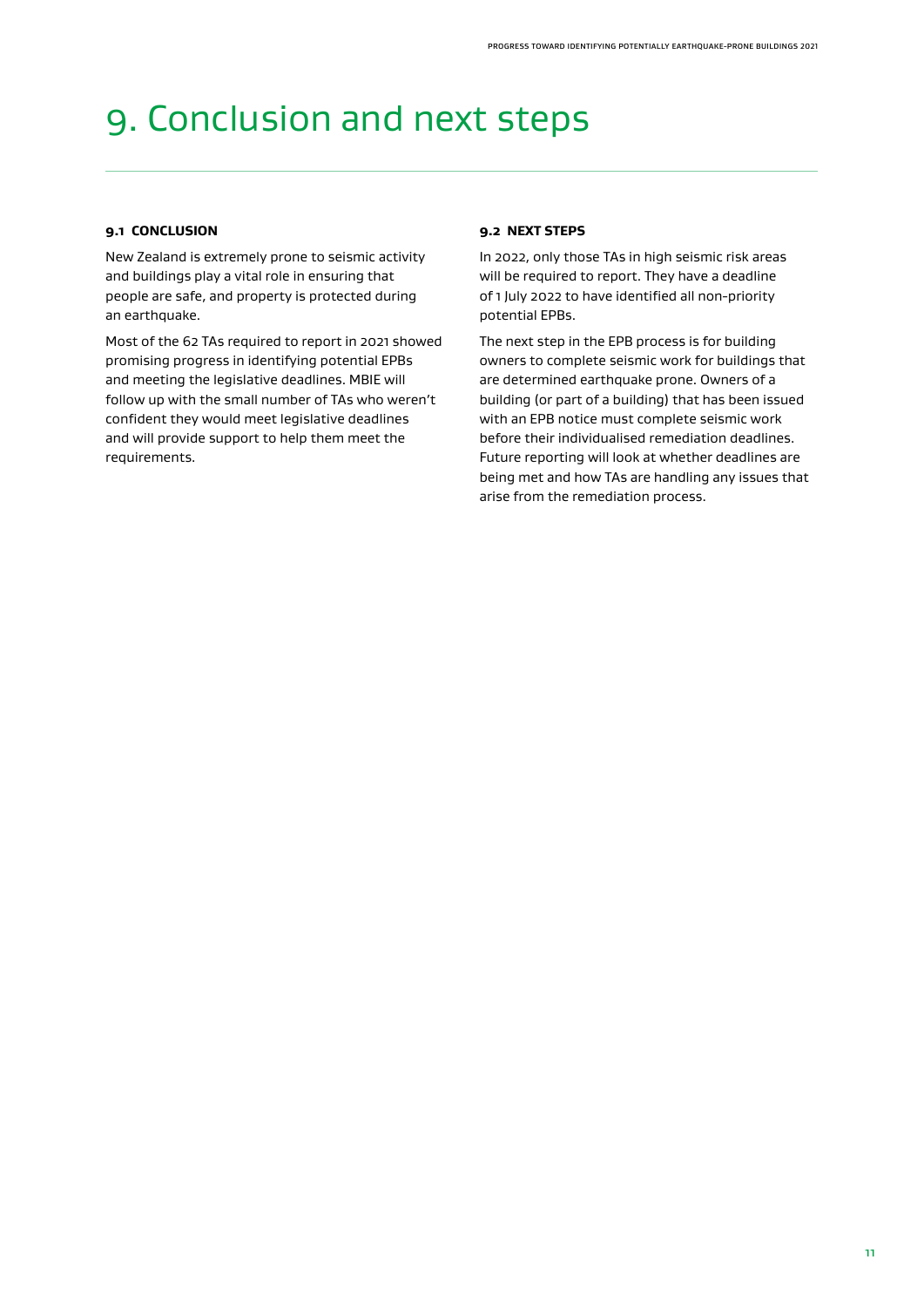# 9. Conclusion and next steps

### 9.1 CONCLUSION

New Zealand is extremely prone to seismic activity and buildings play a vital role in ensuring that people are safe, and property is protected during an earthquake.

Most of the 62 TAs required to report in 2021 showed promising progress in identifying potential EPBs and meeting the legislative deadlines. MBIE will follow up with the small number of TAs who weren't confident they would meet legislative deadlines and will provide support to help them meet the requirements.

### 9.2 NEXT STEPS

In 2022, only those TAs in high seismic risk areas will be required to report. They have a deadline of 1 July 2022 to have identified all non-priority potential EPBs.

The next step in the EPB process is for building owners to complete seismic work for buildings that are determined earthquake prone. Owners of a building (or part of a building) that has been issued with an EPB notice must complete seismic work before their individualised remediation deadlines. Future reporting will look at whether deadlines are being met and how TAs are handling any issues that arise from the remediation process.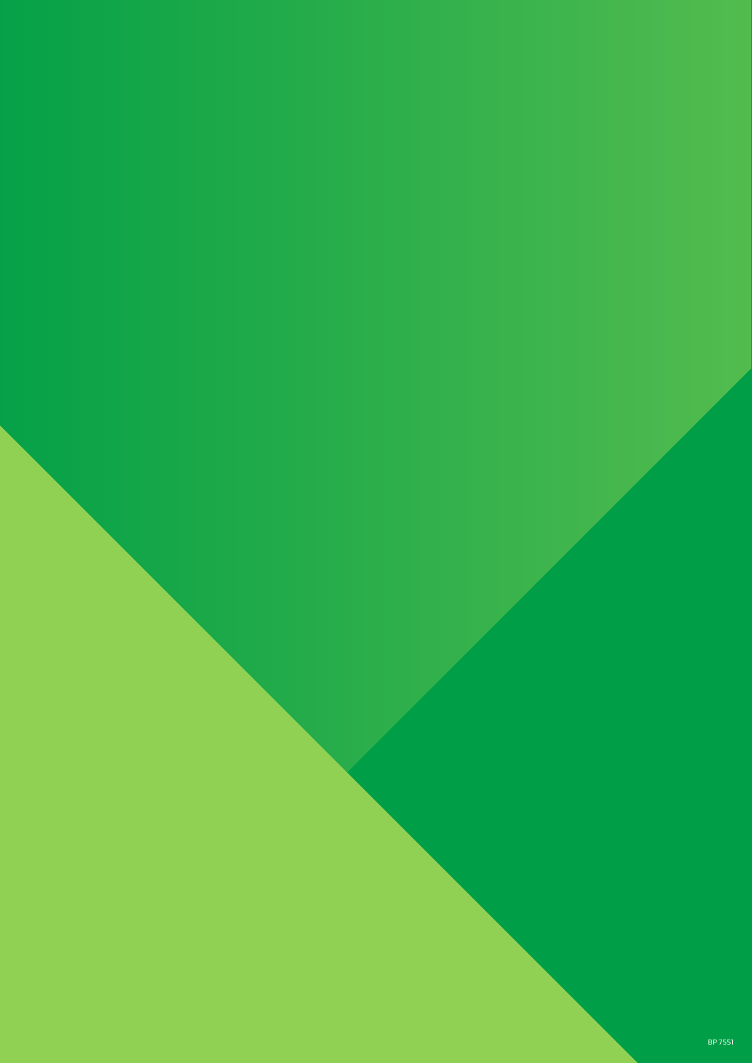BP 7551